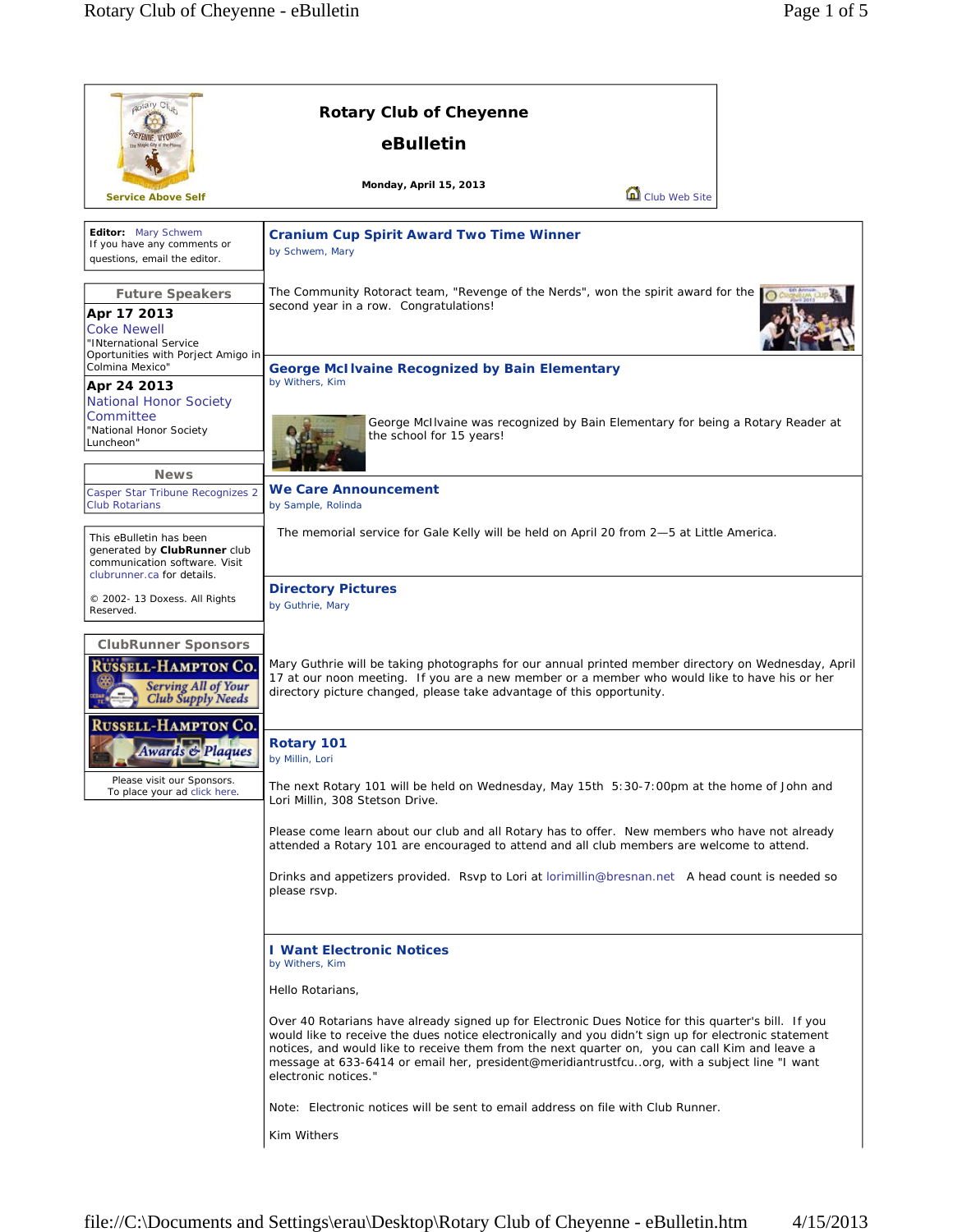# Rotary Club of Cheyenne

## eBulletin

**Monday, April 15, 2013**

Service Above Self

Club Web Site

**Editor:** Mary Schwem
If you have any comments or questions, email the editor.

### Future Speakers

**Apr 17 2013**
Coke Newell
"INternational Service Oportunities with Porject Amigo in Colmina Mexico"

**Apr 24 2013**
National Honor Society Committee
"National Honor Society Luncheon"

### News

Casper Star Tribune Recognizes 2 Club Rotarians

This eBulletin has been generated by **ClubRunner** club communication software. Visit clubrunner.ca for details.

© 2002- 13 Doxess. All Rights Reserved.

### ClubRunner Sponsors

Please visit our Sponsors.
To place your ad click here.

## Cranium Cup Spirit Award Two Time Winner

by Schwem, Mary

The Community Rotoract team, "Revenge of the Nerds", won the spirit award for the second year in a row. Congratulations!

## George McIlvaine Recognized by Bain Elementary

by Withers, Kim

George McIlvaine was recognized by Bain Elementary for being a Rotary Reader at the school for 15 years!

## We Care Announcement

by Sample, Rolinda

The memorial service for Gale Kelly will be held on April 20 from 2—5 at Little America.

## Directory Pictures

by Guthrie, Mary

Mary Guthrie will be taking photographs for our annual printed member directory on Wednesday, April 17 at our noon meeting. If you are a new member or a member who would like to have his or her directory picture changed, please take advantage of this opportunity.

## Rotary 101

by Millin, Lori

The next Rotary 101 will be held on Wednesday, May 15th 5:30-7:00pm at the home of John and Lori Millin, 308 Stetson Drive.

Please come learn about our club and all Rotary has to offer. New members who have not already attended a Rotary 101 are encouraged to attend and all club members are welcome to attend.

Drinks and appetizers provided. Rsvp to Lori at lorimillin@bresnan.net A head count is needed so please rsvp.

## I Want Electronic Notices

by Withers, Kim

Hello Rotarians,

Over 40 Rotarians have already signed up for Electronic Dues Notice for this quarter's bill. If you would like to receive the dues notice electronically and you didn't sign up for electronic statement notices, and would like to receive them from the next quarter on, you can call Kim and leave a message at 633-6414 or email her, president@meridiantrustfcu..org, with a subject line "I want electronic notices."

Note: Electronic notices will be sent to email address on file with Club Runner.

Kim Withers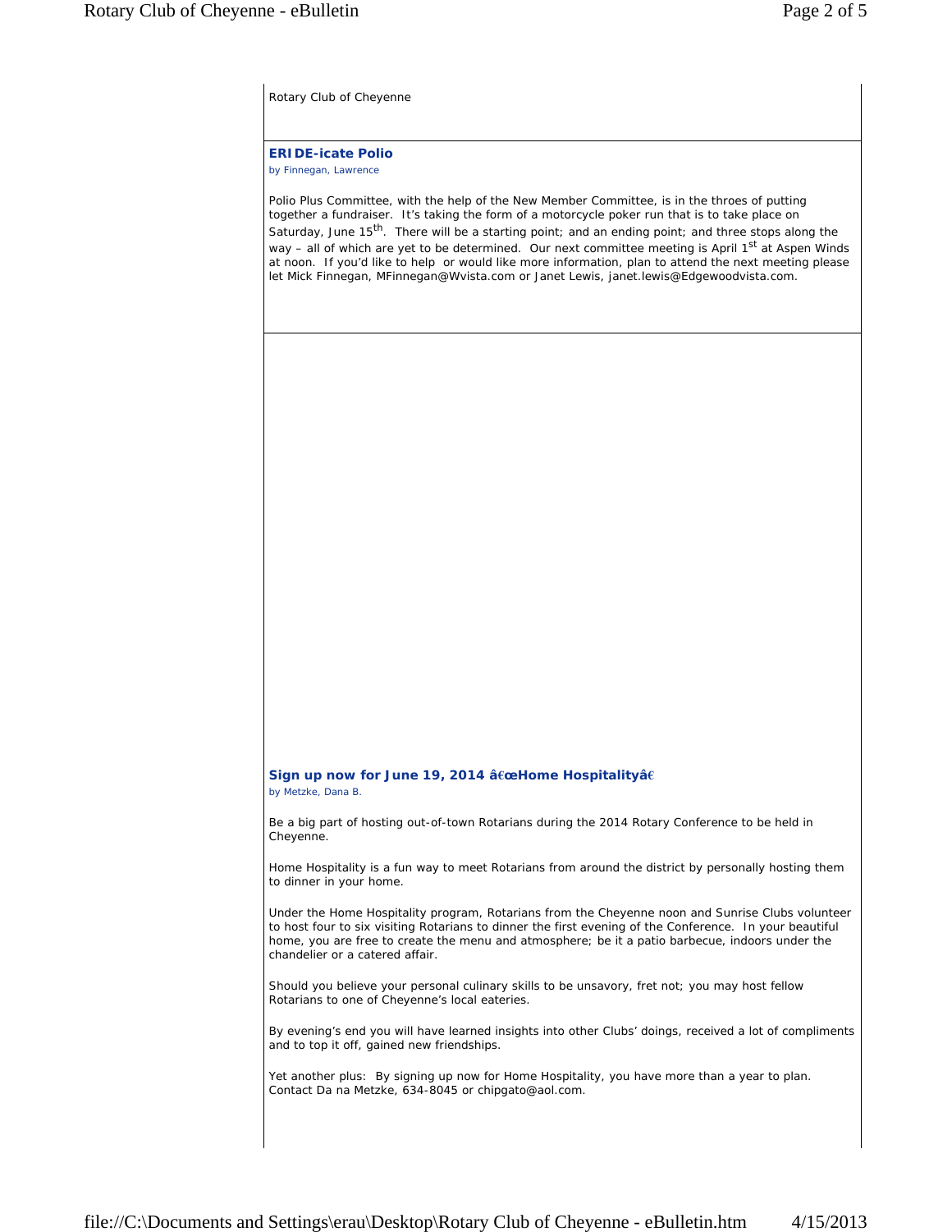Rotary Club of Cheyenne

## ERIDE-icate Polio

*by Finnegan, Lawrence*

Polio Plus Committee, with the help of the New Member Committee, is in the throes of putting together a fundraiser. It's taking the form of a motorcycle poker run that is to take place on Saturday, June 15th. There will be a starting point; and an ending point; and three stops along the way – all of which are yet to be determined. Our next committee meeting is April 1st at Aspen Winds at noon. If you'd like to help or would like more information, plan to attend the next meeting please let Mick Finnegan, MFinnegan@Wvista.com or Janet Lewis, janet.lewis@Edgewoodvista.com.

## Sign up now for June 19, 2014 â€œHome Hospitalityâ€

*by Metzke, Dana B.*

Be a big part of hosting out-of-town Rotarians during the 2014 Rotary Conference to be held in Cheyenne.

Home Hospitality is a fun way to meet Rotarians from around the district by personally hosting them to dinner in your home.

Under the Home Hospitality program, Rotarians from the Cheyenne noon and Sunrise Clubs volunteer to host four to six visiting Rotarians to dinner the first evening of the Conference. In your beautiful home, you are free to create the menu and atmosphere; be it a patio barbecue, indoors under the chandelier or a catered affair.

Should you believe your personal culinary skills to be unsavory, fret not; you may host fellow Rotarians to one of Cheyenne's local eateries.

By evening's end you will have learned insights into other Clubs' doings, received a lot of compliments and to top it off, gained new friendships.

Yet another plus: By signing up now for Home Hospitality, you have more than a year to plan. Contact Da na Metzke, 634-8045 or chipgato@aol.com.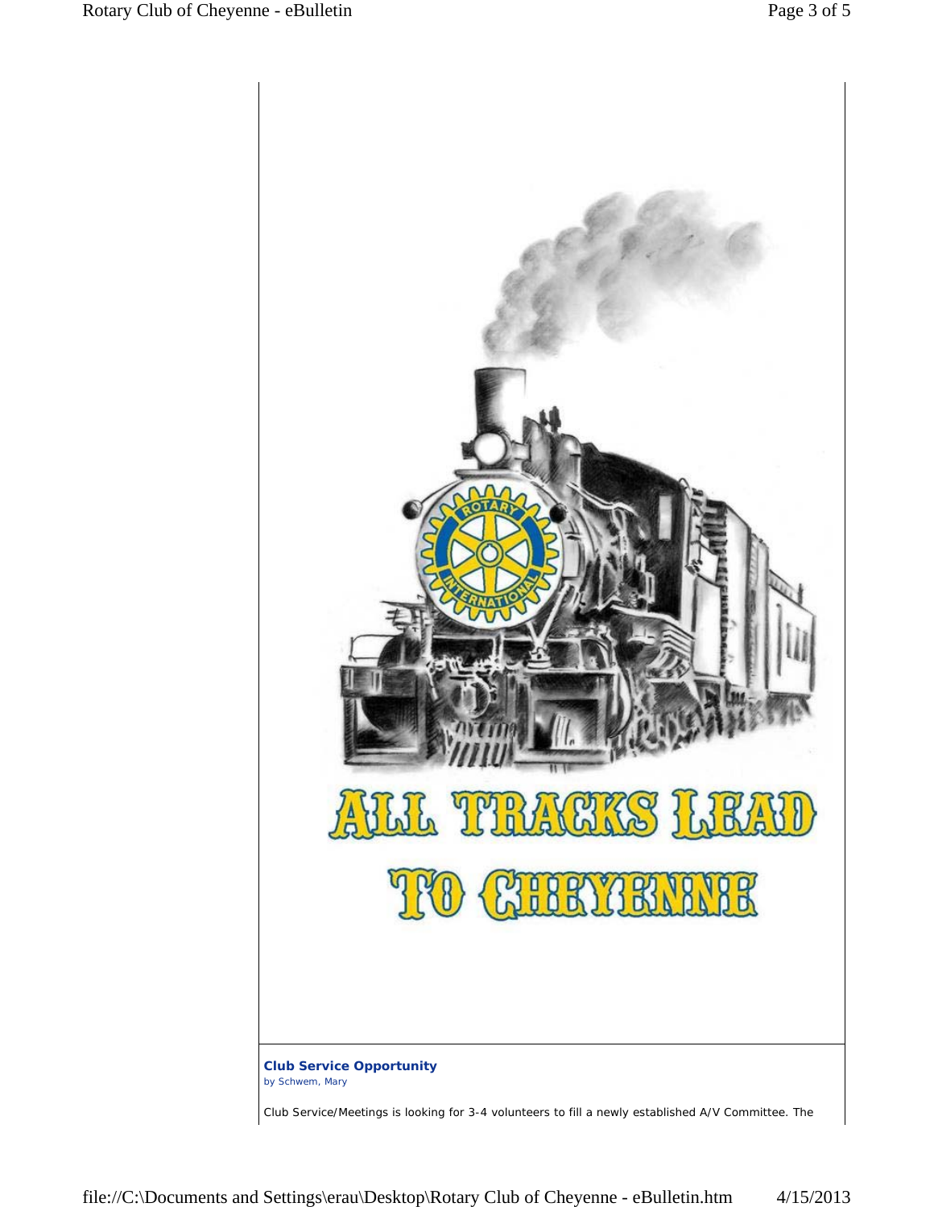ALL TRACKS LEAD TO CHEYENNE

**Club Service Opportunity**
by Schwem, Mary

Club Service/Meetings is looking for 3-4 volunteers to fill a newly established A/V Committee. The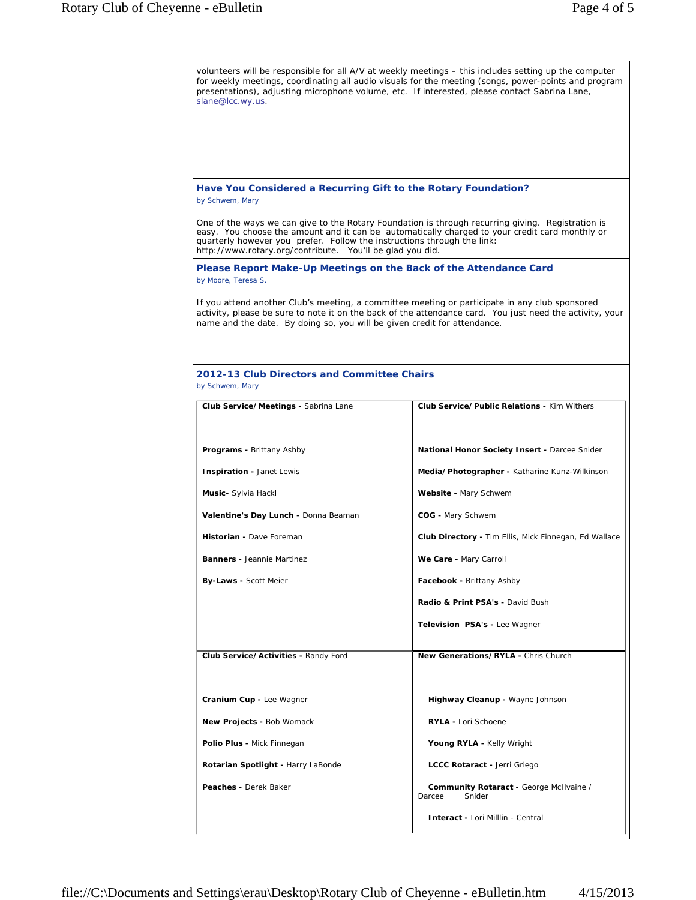volunteers will be responsible for all A/V at weekly meetings – this includes setting up the computer for weekly meetings, coordinating all audio visuals for the meeting (songs, power-points and program presentations), adjusting microphone volume, etc. If interested, please contact Sabrina Lane, slane@lcc.wy.us.

### Have You Considered a Recurring Gift to the Rotary Foundation?

by Schwem, Mary

One of the ways we can give to the Rotary Foundation is through recurring giving. Registration is easy. You choose the amount and it can be automatically charged to your credit card monthly or quarterly however you prefer. Follow the instructions through the link: http://www.rotary.org/contribute. You'll be glad you did.

### Please Report Make-Up Meetings on the Back of the Attendance Card

by Moore, Teresa S.

If you attend another Club's meeting, a committee meeting or participate in any club sponsored activity, please be sure to note it on the back of the attendance card. You just need the activity, your name and the date. By doing so, you will be given credit for attendance.

### 2012-13 Club Directors and Committee Chairs

by Schwem, Mary

| | |
|---|---|
| **Club Service/Meetings -** Sabrina Lane | **Club Service/Public Relations -** Kim Withers |
| **Programs -** Brittany Ashby | **National Honor Society Insert -** Darcee Snider |
| **Inspiration -** Janet Lewis | **Media/Photographer -** Katharine Kunz-Wilkinson |
| **Music-** Sylvia Hackl | **Website -** Mary Schwem |
| **Valentine's Day Lunch -** Donna Beaman | **COG -** Mary Schwem |
| **Historian -** Dave Foreman | **Club Directory -** Tim Ellis, Mick Finnegan, Ed Wallace |
| **Banners -** Jeannie Martinez | **We Care -** Mary Carroll |
| **By-Laws -** Scott Meier | **Facebook -** Brittany Ashby |
| | **Radio & Print PSA's -** David Bush |
| | **Television PSA's -** Lee Wagner |
| **Club Service/Activities -** Randy Ford | **New Generations/RYLA -** Chris Church |
| **Cranium Cup -** Lee Wagner | **Highway Cleanup -** Wayne Johnson |
| **New Projects -** Bob Womack | **RYLA -** Lori Schoene |
| **Polio Plus -** Mick Finnegan | **Young RYLA -** Kelly Wright |
| **Rotarian Spotlight -** Harry LaBonde | **LCCC Rotaract -** Jerri Griego |
| **Peaches -** Derek Baker | **Community Rotaract -** George McIlvaine / Darcee Snider |
| | **Interact -** Lori Milllin - Central |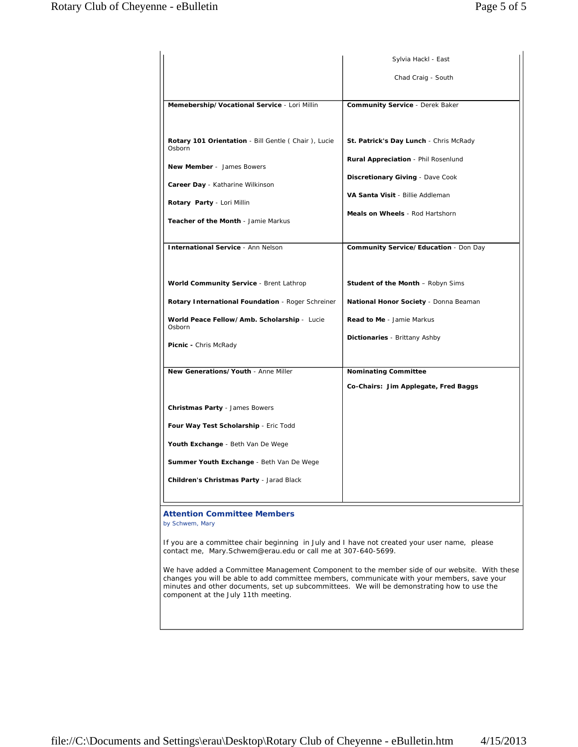| | |
|---|---|
| | Sylvia Hackl - East<br><br>Chad Craig - South |
| **Memebership/Vocational Service** - Lori Millin<br><br>**Rotary 101 Orientation** - Bill Gentle ( Chair ), Lucie Osborn<br><br>**New Member** - James Bowers<br><br>**Career Day** - Katharine Wilkinson<br><br>**Rotary Party** - Lori Millin<br><br>**Teacher of the Month** - Jamie Markus | **Community Service** - Derek Baker<br><br>**St. Patrick's Day Lunch** - Chris McRady<br><br>**Rural Appreciation** - Phil Rosenlund<br><br>**Discretionary Giving** - Dave Cook<br><br>**VA Santa Visit** - Billie Addleman<br><br>**Meals on Wheels** - Rod Hartshorn |
| **International Service** - Ann Nelson<br><br>**World Community Service** - Brent Lathrop<br><br>**Rotary International Foundation** - Roger Schreiner<br><br>**World Peace Fellow/Amb. Scholarship** - Lucie Osborn<br><br>**Picnic -** Chris McRady | **Community Service/Education** - Don Day<br><br>**Student of the Month** – Robyn Sims<br><br>**National Honor Society** - Donna Beaman<br><br>**Read to Me** - Jamie Markus<br><br>**Dictionaries** - Brittany Ashby |
| **New Generations/Youth** - Anne Miller<br><br>**Christmas Party** - James Bowers<br><br>**Four Way Test Scholarship** - Eric Todd<br><br>**Youth Exchange** - Beth Van De Wege<br><br>**Summer Youth Exchange** - Beth Van De Wege<br><br>**Children's Christmas Party** - Jarad Black | **Nominating Committee**<br><br>**Co-Chairs: Jim Applegate, Fred Baggs** |

## Attention Committee Members

by Schwem, Mary

If you are a committee chair beginning in July and I have not created your user name, please contact me, Mary.Schwem@erau.edu or call me at 307-640-5699.

We have added a Committee Management Component to the member side of our website. With these changes you will be able to add committee members, communicate with your members, save your minutes and other documents, set up subcommittees. We will be demonstrating how to use the component at the July 11th meeting.